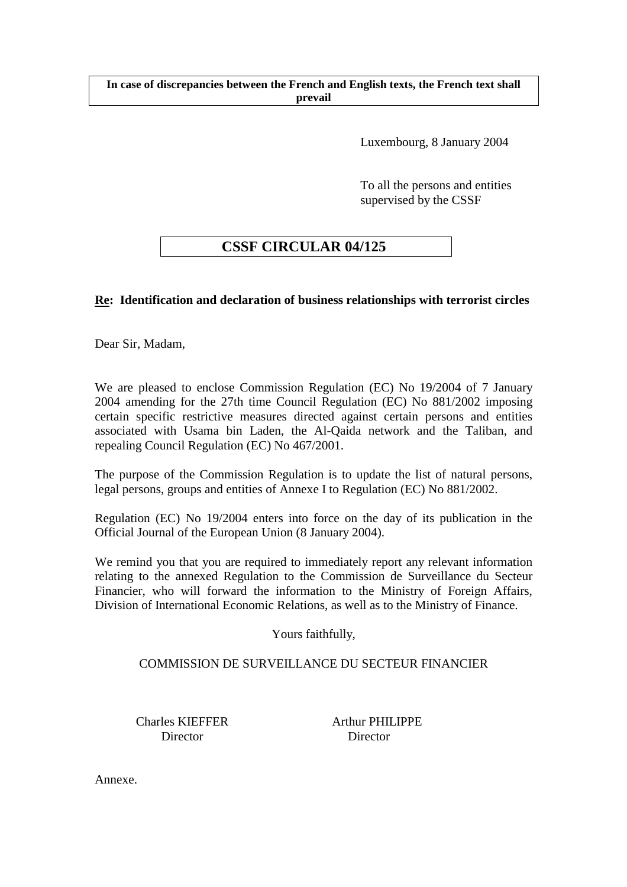**In case of discrepancies between the French and English texts, the French text shall prevail**

Luxembourg, 8 January 2004

To all the persons and entities supervised by the CSSF

# CSSF CIRCULAR 04/125

**Re: Identification and declaration of business relationships with terrorist circles**

Dear Sir, Madam,

We are pleased to enclose Commission Regulation (EC) No 19/2004 of 7 January 2004 amending for the 27th time Council Regulation (EC) No 881/2002 imposing certain specific restrictive measures directed against certain persons and entities associated with Usama bin Laden, the Al-Qaida network and the Taliban, and repealing Council Regulation (EC) No 467/2001.

The purpose of the Commission Regulation is to update the list of natural persons, legal persons, groups and entities of Annexe I to Regulation (EC) No 881/2002.

Regulation (EC) No 19/2004 enters into force on the day of its publication in the Official Journal of the European Union (8 January 2004).

We remind you that you are required to immediately report any relevant information relating to the annexed Regulation to the Commission de Surveillance du Secteur Financier, who will forward the information to the Ministry of Foreign Affairs, Division of International Economic Relations, as well as to the Ministry of Finance.

Yours faithfully,

COMMISSION DE SURVEILLANCE DU SECTEUR FINANCIER

Charles KIEFFER
Director

Arthur PHILIPPE
Director

Annexe.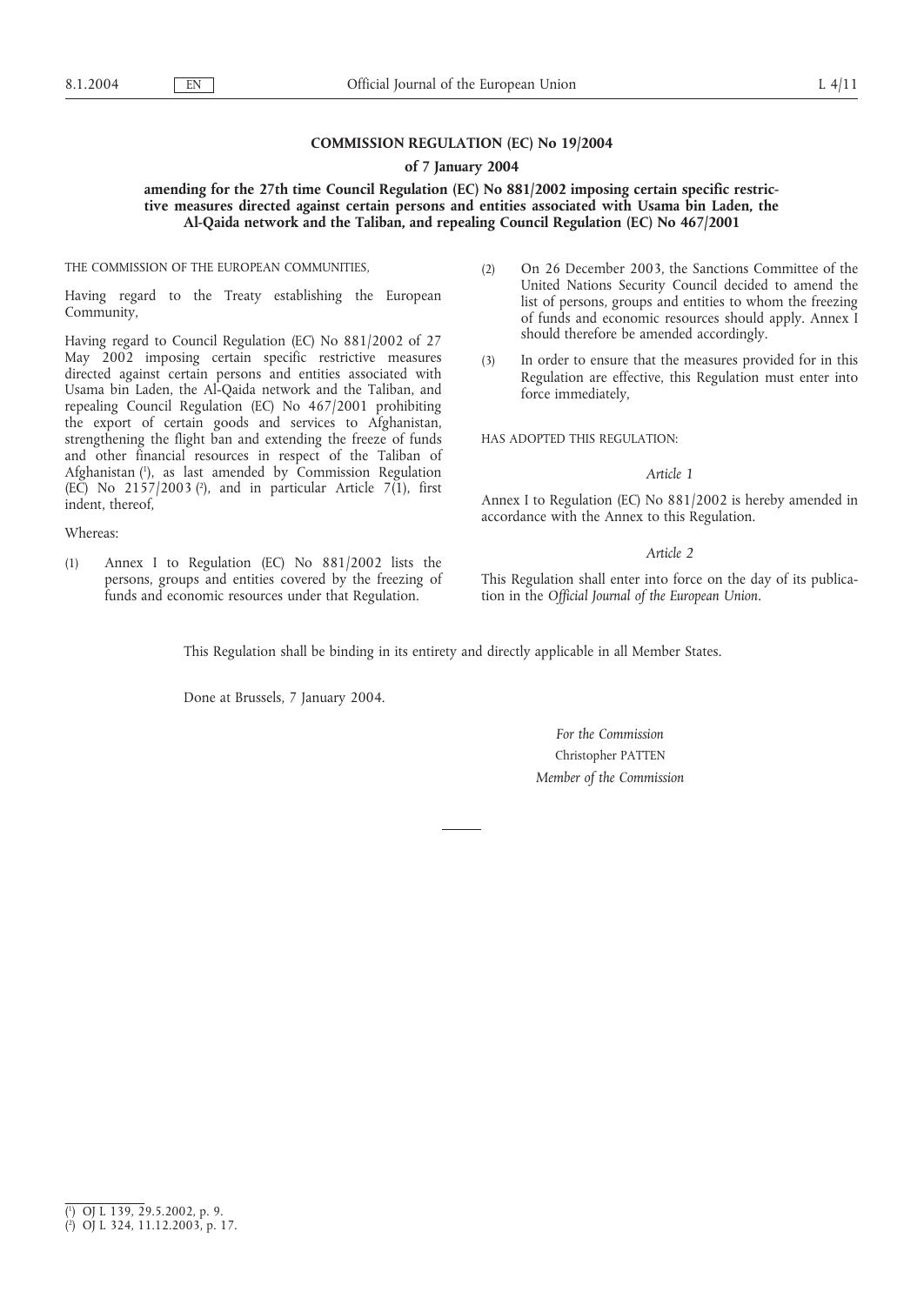**COMMISSION REGULATION (EC) No 19/2004**

**of 7 January 2004**

**amending for the 27th time Council Regulation (EC) No 881/2002 imposing certain specific restrictive measures directed against certain persons and entities associated with Usama bin Laden, the Al-Qaida network and the Taliban, and repealing Council Regulation (EC) No 467/2001**

THE COMMISSION OF THE EUROPEAN COMMUNITIES,

Having regard to the Treaty establishing the European Community,

Having regard to Council Regulation (EC) No 881/2002 of 27 May 2002 imposing certain specific restrictive measures directed against certain persons and entities associated with Usama bin Laden, the Al-Qaida network and the Taliban, and repealing Council Regulation (EC) No 467/2001 prohibiting the export of certain goods and services to Afghanistan, strengthening the flight ban and extending the freeze of funds and other financial resources in respect of the Taliban of Afghanistan [1], as last amended by Commission Regulation (EC) No 2157/2003 [2], and in particular Article 7(1), first indent, thereof,

Whereas:

(1) Annex I to Regulation (EC) No 881/2002 lists the persons, groups and entities covered by the freezing of funds and economic resources under that Regulation.

(2) On 26 December 2003, the Sanctions Committee of the United Nations Security Council decided to amend the list of persons, groups and entities to whom the freezing of funds and economic resources should apply. Annex I should therefore be amended accordingly.

(3) In order to ensure that the measures provided for in this Regulation are effective, this Regulation must enter into force immediately,

HAS ADOPTED THIS REGULATION:

*Article 1*

Annex I to Regulation (EC) No 881/2002 is hereby amended in accordance with the Annex to this Regulation.

*Article 2*

This Regulation shall enter into force on the day of its publication in the *Official Journal of the European Union*.

This Regulation shall be binding in its entirety and directly applicable in all Member States.

Done at Brussels, 7 January 2004.

*For the Commission*

Christopher PATTEN

*Member of the Commission*

---

[1] OJ L 139, 29.5.2002, p. 9.

[2] OJ L 324, 11.12.2003, p. 17.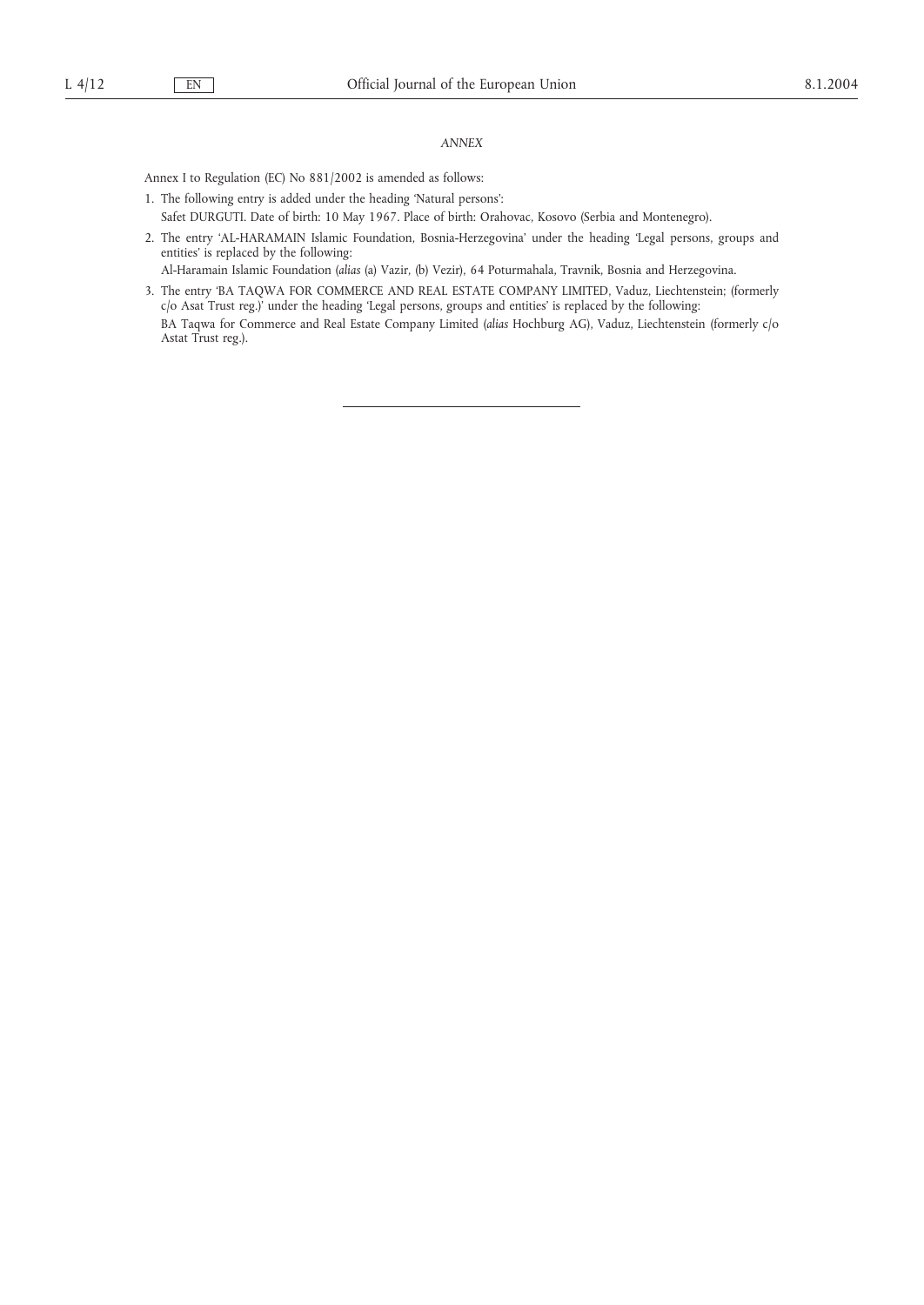*ANNEX*

Annex I to Regulation (EC) No 881/2002 is amended as follows:

1. The following entry is added under the heading 'Natural persons':

   Safet DURGUTI. Date of birth: 10 May 1967. Place of birth: Orahovac, Kosovo (Serbia and Montenegro).

2. The entry 'AL-HARAMAIN Islamic Foundation, Bosnia-Herzegovina' under the heading 'Legal persons, groups and entities' is replaced by the following:

   Al-Haramain Islamic Foundation (*alias* (a) Vazir, (b) Vezir), 64 Poturmahala, Travnik, Bosnia and Herzegovina.

3. The entry 'BA TAQWA FOR COMMERCE AND REAL ESTATE COMPANY LIMITED, Vaduz, Liechtenstein; (formerly c/o Asat Trust reg.)' under the heading 'Legal persons, groups and entities' is replaced by the following:

   BA Taqwa for Commerce and Real Estate Company Limited (*alias* Hochburg AG), Vaduz, Liechtenstein (formerly c/o Astat Trust reg.).